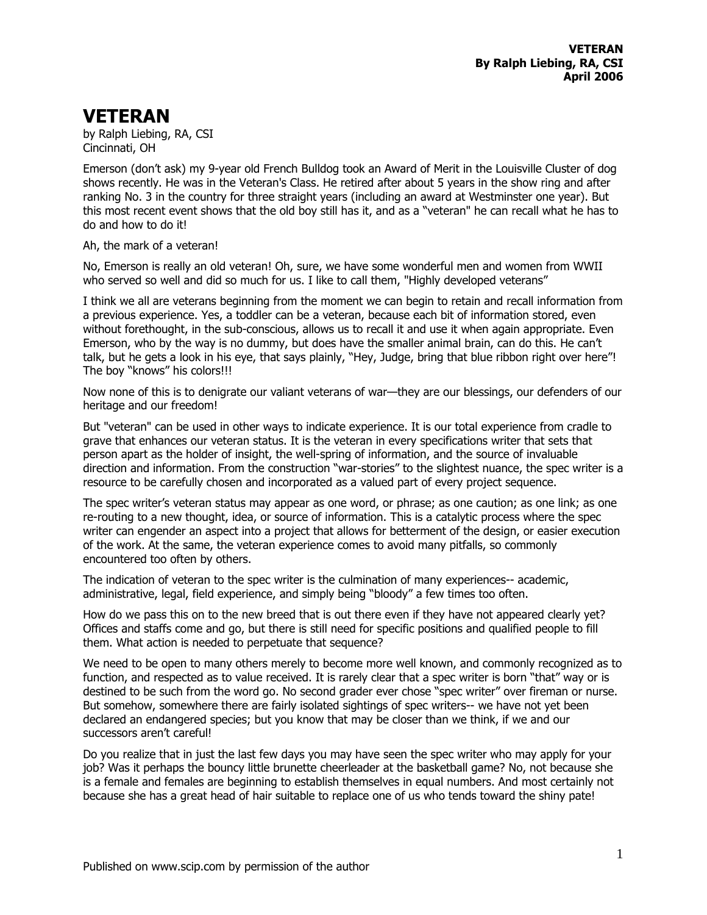# VETERAN

by Ralph Liebing, RA, CSI
Cincinnati, OH

Emerson (don't ask) my 9-year old French Bulldog took an Award of Merit in the Louisville Cluster of dog shows recently. He was in the Veteran's Class. He retired after about 5 years in the show ring and after ranking No. 3 in the country for three straight years (including an award at Westminster one year). But this most recent event shows that the old boy still has it, and as a "veteran" he can recall what he has to do and how to do it!

Ah, the mark of a veteran!

No, Emerson is really an old veteran! Oh, sure, we have some wonderful men and women from WWII who served so well and did so much for us. I like to call them, "Highly developed veterans"

I think we all are veterans beginning from the moment we can begin to retain and recall information from a previous experience. Yes, a toddler can be a veteran, because each bit of information stored, even without forethought, in the sub-conscious, allows us to recall it and use it when again appropriate. Even Emerson, who by the way is no dummy, but does have the smaller animal brain, can do this. He can't talk, but he gets a look in his eye, that says plainly, "Hey, Judge, bring that blue ribbon right over here"! The boy "knows" his colors!!!

Now none of this is to denigrate our valiant veterans of war—they are our blessings, our defenders of our heritage and our freedom!

But "veteran" can be used in other ways to indicate experience. It is our total experience from cradle to grave that enhances our veteran status. It is the veteran in every specifications writer that sets that person apart as the holder of insight, the well-spring of information, and the source of invaluable direction and information. From the construction "war-stories" to the slightest nuance, the spec writer is a resource to be carefully chosen and incorporated as a valued part of every project sequence.

The spec writer's veteran status may appear as one word, or phrase; as one caution; as one link; as one re-routing to a new thought, idea, or source of information. This is a catalytic process where the spec writer can engender an aspect into a project that allows for betterment of the design, or easier execution of the work. At the same, the veteran experience comes to avoid many pitfalls, so commonly encountered too often by others.

The indication of veteran to the spec writer is the culmination of many experiences-- academic, administrative, legal, field experience, and simply being "bloody" a few times too often.

How do we pass this on to the new breed that is out there even if they have not appeared clearly yet? Offices and staffs come and go, but there is still need for specific positions and qualified people to fill them. What action is needed to perpetuate that sequence?

We need to be open to many others merely to become more well known, and commonly recognized as to function, and respected as to value received. It is rarely clear that a spec writer is born "that" way or is destined to be such from the word go. No second grader ever chose "spec writer" over fireman or nurse. But somehow, somewhere there are fairly isolated sightings of spec writers-- we have not yet been declared an endangered species; but you know that may be closer than we think, if we and our successors aren't careful!

Do you realize that in just the last few days you may have seen the spec writer who may apply for your job? Was it perhaps the bouncy little brunette cheerleader at the basketball game? No, not because she is a female and females are beginning to establish themselves in equal numbers. And most certainly not because she has a great head of hair suitable to replace one of us who tends toward the shiny pate!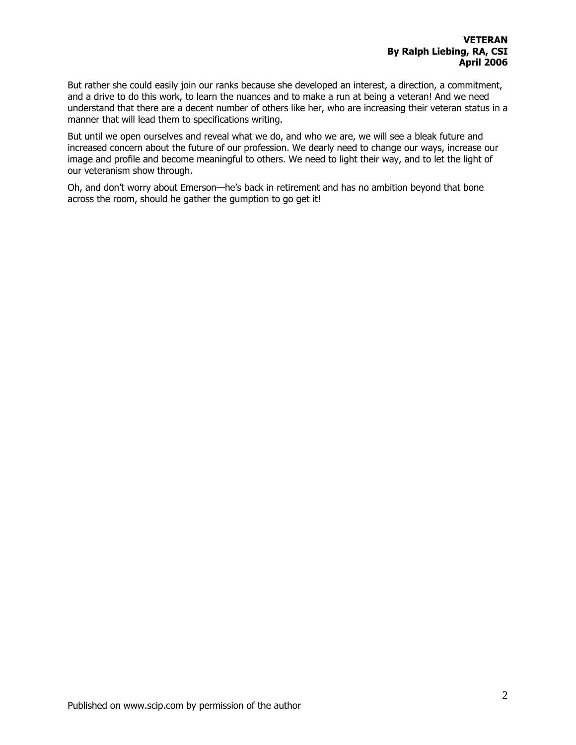But rather she could easily join our ranks because she developed an interest, a direction, a commitment, and a drive to do this work, to learn the nuances and to make a run at being a veteran! And we need understand that there are a decent number of others like her, who are increasing their veteran status in a manner that will lead them to specifications writing.

But until we open ourselves and reveal what we do, and who we are, we will see a bleak future and increased concern about the future of our profession. We dearly need to change our ways, increase our image and profile and become meaningful to others. We need to light their way, and to let the light of our veteranism show through.

Oh, and don't worry about Emerson—he's back in retirement and has no ambition beyond that bone across the room, should he gather the gumption to go get it!